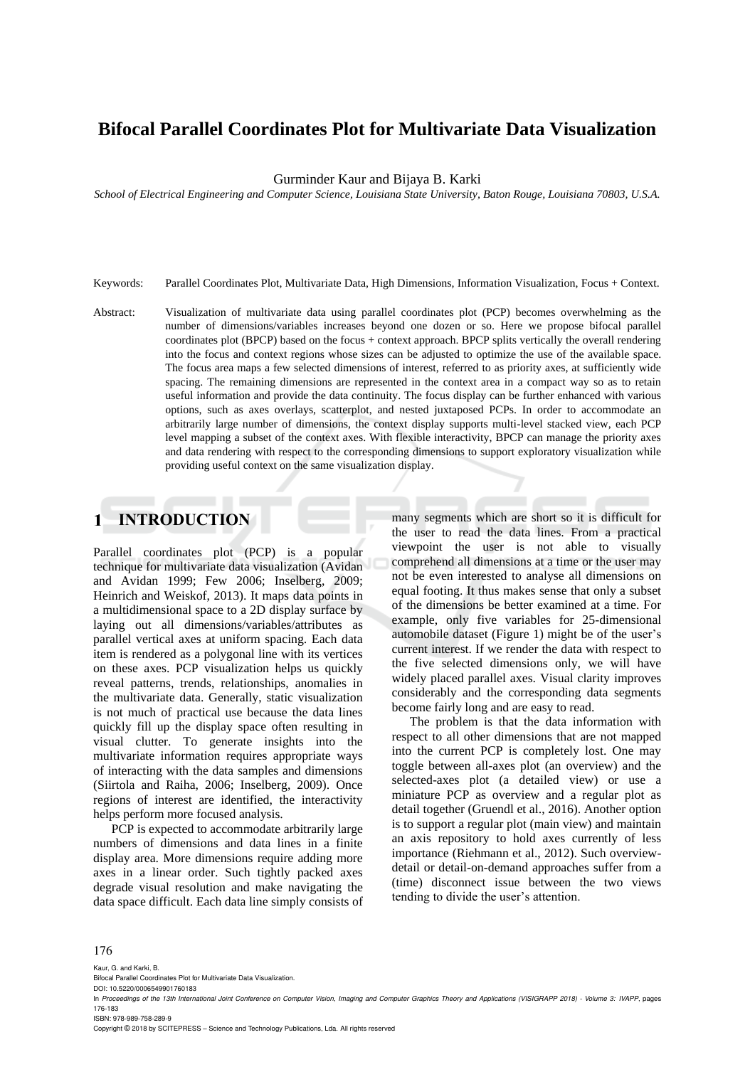# Bifocal Parallel Coordinates Plot for Multivariate Data Visualization

Gurminder Kaur and Bijaya B. Karki

*School of Electrical Engineering and Computer Science, Louisiana State University, Baton Rouge, Louisiana 70803, U.S.A.*

Keywords: Parallel Coordinates Plot, Multivariate Data, High Dimensions, Information Visualization, Focus + Context.

Abstract: Visualization of multivariate data using parallel coordinates plot (PCP) becomes overwhelming as the number of dimensions/variables increases beyond one dozen or so. Here we propose bifocal parallel coordinates plot (BPCP) based on the focus + context approach. BPCP splits vertically the overall rendering into the focus and context regions whose sizes can be adjusted to optimize the use of the available space. The focus area maps a few selected dimensions of interest, referred to as priority axes, at sufficiently wide spacing. The remaining dimensions are represented in the context area in a compact way so as to retain useful information and provide the data continuity. The focus display can be further enhanced with various options, such as axes overlays, scatterplot, and nested juxtaposed PCPs. In order to accommodate an arbitrarily large number of dimensions, the context display supports multi-level stacked view, each PCP level mapping a subset of the context axes. With flexible interactivity, BPCP can manage the priority axes and data rendering with respect to the corresponding dimensions to support exploratory visualization while providing useful context on the same visualization display.

## 1 INTRODUCTION

Parallel coordinates plot (PCP) is a popular technique for multivariate data visualization (Avidan and Avidan 1999; Few 2006; Inselberg, 2009; Heinrich and Weiskof, 2013). It maps data points in a multidimensional space to a 2D display surface by laying out all dimensions/variables/attributes as parallel vertical axes at uniform spacing. Each data item is rendered as a polygonal line with its vertices on these axes. PCP visualization helps us quickly reveal patterns, trends, relationships, anomalies in the multivariate data. Generally, static visualization is not much of practical use because the data lines quickly fill up the display space often resulting in visual clutter. To generate insights into the multivariate information requires appropriate ways of interacting with the data samples and dimensions (Siirtola and Raiha, 2006; Inselberg, 2009). Once regions of interest are identified, the interactivity helps perform more focused analysis.

PCP is expected to accommodate arbitrarily large numbers of dimensions and data lines in a finite display area. More dimensions require adding more axes in a linear order. Such tightly packed axes degrade visual resolution and make navigating the data space difficult. Each data line simply consists of many segments which are short so it is difficult for the user to read the data lines. From a practical viewpoint the user is not able to visually comprehend all dimensions at a time or the user may not be even interested to analyse all dimensions on equal footing. It thus makes sense that only a subset of the dimensions be better examined at a time. For example, only five variables for 25-dimensional automobile dataset (Figure 1) might be of the user's current interest. If we render the data with respect to the five selected dimensions only, we will have widely placed parallel axes. Visual clarity improves considerably and the corresponding data segments become fairly long and are easy to read.

The problem is that the data information with respect to all other dimensions that are not mapped into the current PCP is completely lost. One may toggle between all-axes plot (an overview) and the selected-axes plot (a detailed view) or use a miniature PCP as overview and a regular plot as detail together (Gruendl et al., 2016). Another option is to support a regular plot (main view) and maintain an axis repository to hold axes currently of less importance (Riehmann et al., 2012). Such overview-detail or detail-on-demand approaches suffer from a (time) disconnect issue between the two views tending to divide the user's attention.

Kaur, G. and Karki, B.
Bifocal Parallel Coordinates Plot for Multivariate Data Visualization.
DOI: 10.5220/0006549901760183
In *Proceedings of the 13th International Joint Conference on Computer Vision, Imaging and Computer Graphics Theory and Applications (VISIGRAPP 2018) - Volume 3: IVAPP*, pages 176-183
ISBN: 978-989-758-289-9
Copyright © 2018 by SCITEPRESS – Science and Technology Publications, Lda. All rights reserved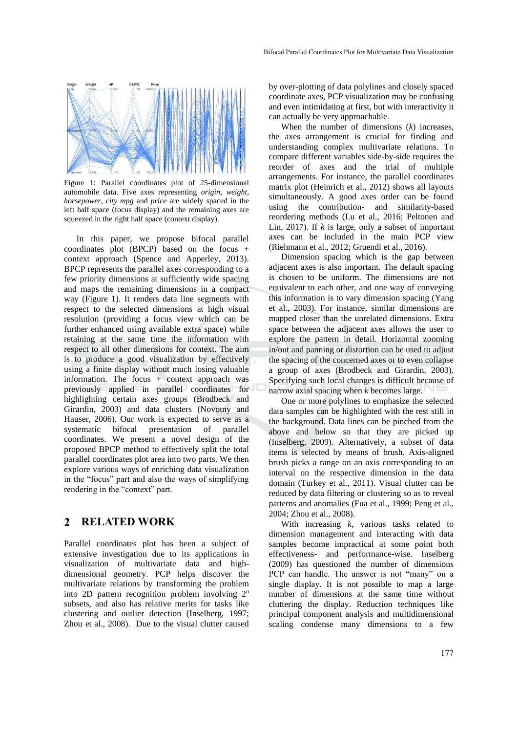Figure 1: Parallel coordinates plot of 25-dimensional automobile data. Five axes representing *origin*, *weight*, *horsepower*, *city mpg* and *price* are widely spaced in the left half space (focus display) and the remaining axes are squeezed in the right half space (context display).

In this paper, we propose bifocal parallel coordinates plot (BPCP) based on the focus + context approach (Spence and Apperley, 2013). BPCP represents the parallel axes corresponding to a few priority dimensions at sufficiently wide spacing and maps the remaining dimensions in a compact way (Figure 1). It renders data line segments with respect to the selected dimensions at high visual resolution (providing a focus view which can be further enhanced using available extra space) while retaining at the same time the information with respect to all other dimensions for context. The aim is to produce a good visualization by effectively using a finite display without much losing valuable information. The focus + context approach was previously applied in parallel coordinates for highlighting certain axes groups (Brodbeck and Girardin, 2003) and data clusters (Novotny and Hauser, 2006). Our work is expected to serve as a systematic bifocal presentation of parallel coordinates. We present a novel design of the proposed BPCP method to effectively split the total parallel coordinates plot area into two parts. We then explore various ways of enriching data visualization in the "focus" part and also the ways of simplifying rendering in the "context" part.

## 2 RELATED WORK

Parallel coordinates plot has been a subject of extensive investigation due to its applications in visualization of multivariate data and high-dimensional geometry. PCP helps discover the multivariate relations by transforming the problem into 2D pattern recognition problem involving $2^n$ subsets, and also has relative merits for tasks like clustering and outlier detection (Inselberg, 1997; Zhou et al., 2008). Due to the visual clutter caused by over-plotting of data polylines and closely spaced coordinate axes, PCP visualization may be confusing and even intimidating at first, but with interactivity it can actually be very approachable.

When the number of dimensions ($k$) increases, the axes arrangement is crucial for finding and understanding complex multivariate relations. To compare different variables side-by-side requires the reorder of axes and the trial of multiple arrangements. For instance, the parallel coordinates matrix plot (Heinrich et al., 2012) shows all layouts simultaneously. A good axes order can be found using the contribution- and similarity-based reordering methods (Lu et al., 2016; Peltonen and Lin, 2017). If $k$ is large, only a subset of important axes can be included in the main PCP view (Riehmann et al., 2012; Gruendl et al., 2016).

Dimension spacing which is the gap between adjacent axes is also important. The default spacing is chosen to be uniform. The dimensions are not equivalent to each other, and one way of conveying this information is to vary dimension spacing (Yang et al., 2003). For instance, similar dimensions are mapped closer than the unrelated dimensions. Extra space between the adjacent axes allows the user to explore the pattern in detail. Horizontal zooming in/out and panning or distortion can be used to adjust the spacing of the concerned axes or to even collapse a group of axes (Brodbeck and Girardin, 2003). Specifying such local changes is difficult because of narrow axial spacing when $k$ becomes large.

One or more polylines to emphasize the selected data samples can be highlighted with the rest still in the background. Data lines can be pinched from the above and below so that they are picked up (Inselberg, 2009). Alternatively, a subset of data items is selected by means of brush. Axis-aligned brush picks a range on an axis corresponding to an interval on the respective dimension in the data domain (Turkey et al., 2011). Visual clutter can be reduced by data filtering or clustering so as to reveal patterns and anomalies (Fua et al., 1999; Peng et al., 2004; Zhou et al., 2008).

With increasing $k$, various tasks related to dimension management and interacting with data samples become impractical at some point both effectiveness- and performance-wise. Inselberg (2009) has questioned the number of dimensions PCP can handle. The answer is not "many" on a single display. It is not possible to map a large number of dimensions at the same time without cluttering the display. Reduction techniques like principal component analysis and multidimensional scaling condense many dimensions to a few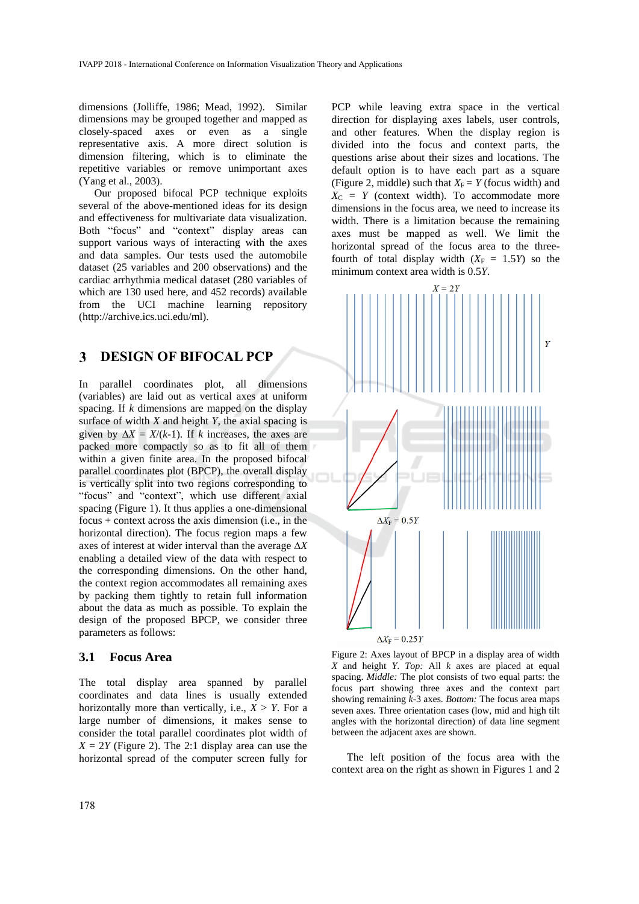dimensions (Jolliffe, 1986; Mead, 1992). Similar dimensions may be grouped together and mapped as closely-spaced axes or even as a single representative axis. A more direct solution is dimension filtering, which is to eliminate the repetitive variables or remove unimportant axes (Yang et al., 2003).

Our proposed bifocal PCP technique exploits several of the above-mentioned ideas for its design and effectiveness for multivariate data visualization. Both "focus" and "context" display areas can support various ways of interacting with the axes and data samples. Our tests used the automobile dataset (25 variables and 200 observations) and the cardiac arrhythmia medical dataset (280 variables of which are 130 used here, and 452 records) available from the UCI machine learning repository (http://archive.ics.uci.edu/ml).

## 3 DESIGN OF BIFOCAL PCP

In parallel coordinates plot, all dimensions (variables) are laid out as vertical axes at uniform spacing. If $k$ dimensions are mapped on the display surface of width $X$ and height $Y$, the axial spacing is given by $\Delta X = X/(k\text{-}1)$. If $k$ increases, the axes are packed more compactly so as to fit all of them within a given finite area. In the proposed bifocal parallel coordinates plot (BPCP), the overall display is vertically split into two regions corresponding to "focus" and "context", which use different axial spacing (Figure 1). It thus applies a one-dimensional focus + context across the axis dimension (i.e., in the horizontal direction). The focus region maps a few axes of interest at wider interval than the average $\Delta X$ enabling a detailed view of the data with respect to the corresponding dimensions. On the other hand, the context region accommodates all remaining axes by packing them tightly to retain full information about the data as much as possible. To explain the design of the proposed BPCP, we consider three parameters as follows:

### 3.1 Focus Area

The total display area spanned by parallel coordinates and data lines is usually extended horizontally more than vertically, i.e., $X > Y$. For a large number of dimensions, it makes sense to consider the total parallel coordinates plot width of $X = 2Y$ (Figure 2). The 2:1 display area can use the horizontal spread of the computer screen fully for PCP while leaving extra space in the vertical direction for displaying axes labels, user controls, and other features. When the display region is divided into the focus and context parts, the questions arise about their sizes and locations. The default option is to have each part as a square (Figure 2, middle) such that $X_F = Y$ (focus width) and $X_C = Y$ (context width). To accommodate more dimensions in the focus area, we need to increase its width. There is a limitation because the remaining axes must be mapped as well. We limit the horizontal spread of the focus area to the three-fourth of total display width ($X_F = 1.5Y$) so the minimum context area width is $0.5Y$.

Figure 2: Axes layout of BPCP in a display area of width $X$ and height $Y$. *Top:* All $k$ axes are placed at equal spacing. *Middle:* The plot consists of two equal parts: the focus part showing three axes and the context part showing remaining $k$-3 axes. *Bottom:* The focus area maps seven axes. Three orientation cases (low, mid and high tilt angles with the horizontal direction) of data line segment between the adjacent axes are shown.

The left position of the focus area with the context area on the right as shown in Figures 1 and 2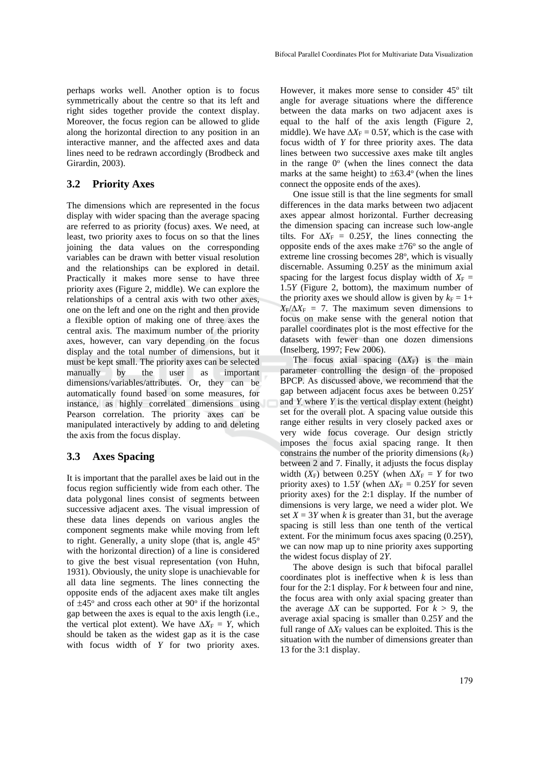perhaps works well. Another option is to focus symmetrically about the centre so that its left and right sides together provide the context display. Moreover, the focus region can be allowed to glide along the horizontal direction to any position in an interactive manner, and the affected axes and data lines need to be redrawn accordingly (Brodbeck and Girardin, 2003).

### 3.2 Priority Axes

The dimensions which are represented in the focus display with wider spacing than the average spacing are referred to as priority (focus) axes. We need, at least, two priority axes to focus on so that the lines joining the data values on the corresponding variables can be drawn with better visual resolution and the relationships can be explored in detail. Practically it makes more sense to have three priority axes (Figure 2, middle). We can explore the relationships of a central axis with two other axes, one on the left and one on the right and then provide a flexible option of making one of three axes the central axis. The maximum number of the priority axes, however, can vary depending on the focus display and the total number of dimensions, but it must be kept small. The priority axes can be selected manually by the user as important dimensions/variables/attributes. Or, they can be automatically found based on some measures, for instance, as highly correlated dimensions using Pearson correlation. The priority axes can be manipulated interactively by adding to and deleting the axis from the focus display.

### 3.3 Axes Spacing

It is important that the parallel axes be laid out in the focus region sufficiently wide from each other. The data polygonal lines consist of segments between successive adjacent axes. The visual impression of these data lines depends on various angles the component segments make while moving from left to right. Generally, a unity slope (that is, angle 45° with the horizontal direction) of a line is considered to give the best visual representation (von Huhn, 1931). Obviously, the unity slope is unachievable for all data line segments. The lines connecting the opposite ends of the adjacent axes make tilt angles of ±45° and cross each other at 90° if the horizontal gap between the axes is equal to the axis length (i.e., the vertical plot extent). We have $\Delta X_F = Y$, which should be taken as the widest gap as it is the case with focus width of $Y$ for two priority axes. However, it makes more sense to consider 45° tilt angle for average situations where the difference between the data marks on two adjacent axes is equal to the half of the axis length (Figure 2, middle). We have $\Delta X_F = 0.5Y$, which is the case with focus width of $Y$ for three priority axes. The data lines between two successive axes make tilt angles in the range 0° (when the lines connect the data marks at the same height) to ±63.4° (when the lines connect the opposite ends of the axes).

One issue still is that the line segments for small differences in the data marks between two adjacent axes appear almost horizontal. Further decreasing the dimension spacing can increase such low-angle tilts. For $\Delta X_F = 0.25Y$, the lines connecting the opposite ends of the axes make ±76° so the angle of extreme line crossing becomes 28°, which is visually discernable. Assuming $0.25Y$ as the minimum axial spacing for the largest focus display width of $X_F = 1.5Y$ (Figure 2, bottom), the maximum number of the priority axes we should allow is given by $k_F = 1 + X_F/\Delta X_F = 7$. The maximum seven dimensions to focus on make sense with the general notion that parallel coordinates plot is the most effective for the datasets with fewer than one dozen dimensions (Inselberg, 1997; Few 2006).

The focus axial spacing ($\Delta X_F$) is the main parameter controlling the design of the proposed BPCP. As discussed above, we recommend that the gap between adjacent focus axes be between $0.25Y$ and $Y$, where $Y$ is the vertical display extent (height) set for the overall plot. A spacing value outside this range either results in very closely packed axes or very wide focus coverage. Our design strictly imposes the focus axial spacing range. It then constrains the number of the priority dimensions ($k_F$) between 2 and 7. Finally, it adjusts the focus display width ($X_F$) between 0.25Y (when $\Delta X_F = Y$ for two priority axes) to $1.5Y$ (when $\Delta X_F = 0.25Y$ for seven priority axes) for the 2:1 display. If the number of dimensions is very large, we need a wider plot. We set $X = 3Y$ when $k$ is greater than 31, but the average spacing is still less than one tenth of the vertical extent. For the minimum focus axes spacing ($0.25Y$), we can now map up to nine priority axes supporting the widest focus display of $2Y$.

The above design is such that bifocal parallel coordinates plot is ineffective when $k$ is less than four for the 2:1 display. For $k$ between four and nine, the focus area with only axial spacing greater than the average $\Delta X$ can be supported. For $k > 9$, the average axial spacing is smaller than $0.25Y$ and the full range of $\Delta X_F$ values can be exploited. This is the situation with the number of dimensions greater than 13 for the 3:1 display.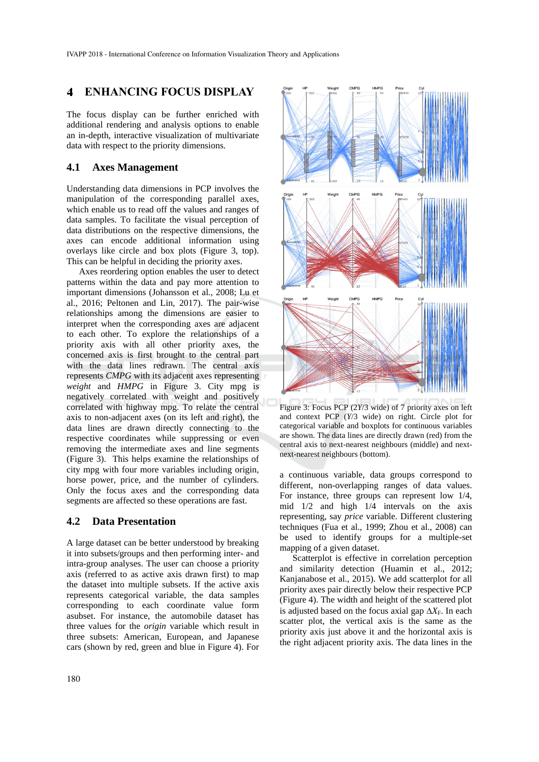## 4 ENHANCING FOCUS DISPLAY

The focus display can be further enriched with additional rendering and analysis options to enable an in-depth, interactive visualization of multivariate data with respect to the priority dimensions.

### 4.1 Axes Management

Understanding data dimensions in PCP involves the manipulation of the corresponding parallel axes, which enable us to read off the values and ranges of data samples. To facilitate the visual perception of data distributions on the respective dimensions, the axes can encode additional information using overlays like circle and box plots (Figure 3, top). This can be helpful in deciding the priority axes.

Axes reordering option enables the user to detect patterns within the data and pay more attention to important dimensions (Johansson et al., 2008; Lu et al., 2016; Peltonen and Lin, 2017). The pair-wise relationships among the dimensions are easier to interpret when the corresponding axes are adjacent to each other. To explore the relationships of a priority axis with all other priority axes, the concerned axis is first brought to the central part with the data lines redrawn. The central axis represents *CMPG* with its adjacent axes representing *weight* and *HMPG* in Figure 3. City mpg is negatively correlated with weight and positively correlated with highway mpg. To relate the central axis to non-adjacent axes (on its left and right), the data lines are drawn directly connecting to the respective coordinates while suppressing or even removing the intermediate axes and line segments (Figure 3). This helps examine the relationships of city mpg with four more variables including origin, horse power, price, and the number of cylinders. Only the focus axes and the corresponding data segments are affected so these operations are fast.

### 4.2 Data Presentation

A large dataset can be better understood by breaking it into subsets/groups and then performing inter- and intra-group analyses. The user can choose a priority axis (referred to as active axis drawn first) to map the dataset into multiple subsets. If the active axis represents categorical variable, the data samples corresponding to each coordinate value form asubset. For instance, the automobile dataset has three values for the *origin* variable which result in three subsets: American, European, and Japanese cars (shown by red, green and blue in Figure 4). For

Figure 3: Focus PCP ($2Y/3$ wide) of 7 priority axes on left and context PCP ($Y/3$ wide) on right. Circle plot for categorical variable and boxplots for continuous variables are shown. The data lines are directly drawn (red) from the central axis to next-nearest neighbours (middle) and next-next-nearest neighbours (bottom).

a continuous variable, data groups correspond to different, non-overlapping ranges of data values. For instance, three groups can represent low 1/4, mid 1/2 and high 1/4 intervals on the axis representing, say *price* variable. Different clustering techniques (Fua et al., 1999; Zhou et al., 2008) can be used to identify groups for a multiple-set mapping of a given dataset.

Scatterplot is effective in correlation perception and similarity detection (Huamin et al., 2012; Kanjanabose et al., 2015). We add scatterplot for all priority axes pair directly below their respective PCP (Figure 4). The width and height of the scattered plot is adjusted based on the focus axial gap $\Delta X_F$. In each scatter plot, the vertical axis is the same as the priority axis just above it and the horizontal axis is the right adjacent priority axis. The data lines in the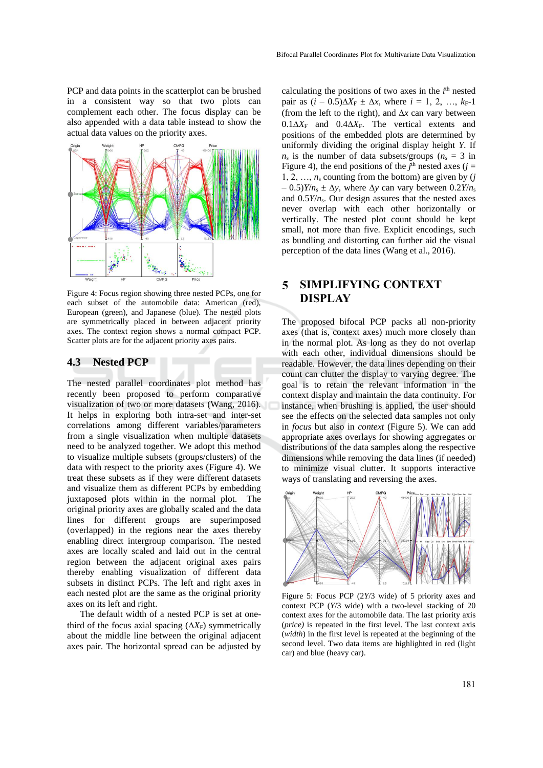PCP and data points in the scatterplot can be brushed in a consistent way so that two plots can complement each other. The focus display can be also appended with a data table instead to show the actual data values on the priority axes.

Figure 4: Focus region showing three nested PCPs, one for each subset of the automobile data: American (red), European (green), and Japanese (blue). The nested plots are symmetrically placed in between adjacent priority axes. The context region shows a normal compact PCP. Scatter plots are for the adjacent priority axes pairs.

### 4.3 Nested PCP

The nested parallel coordinates plot method has recently been proposed to perform comparative visualization of two or more datasets (Wang, 2016). It helps in exploring both intra-set and inter-set correlations among different variables/parameters from a single visualization when multiple datasets need to be analyzed together. We adopt this method to visualize multiple subsets (groups/clusters) of the data with respect to the priority axes (Figure 4). We treat these subsets as if they were different datasets and visualize them as different PCPs by embedding juxtaposed plots within in the normal plot. The original priority axes are globally scaled and the data lines for different groups are superimposed (overlapped) in the regions near the axes thereby enabling direct intergroup comparison. The nested axes are locally scaled and laid out in the central region between the adjacent original axes pairs thereby enabling visualization of different data subsets in distinct PCPs. The left and right axes in each nested plot are the same as the original priority axes on its left and right.

The default width of a nested PCP is set at one-third of the focus axial spacing ($\Delta X_F$) symmetrically about the middle line between the original adjacent axes pair. The horizontal spread can be adjusted by calculating the positions of two axes in the $i^{th}$ nested pair as $(i - 0.5)\Delta X_F \pm \Delta x$, where $i = 1, 2, \ldots, k_F$-1 (from the left to the right), and $\Delta x$ can vary between $0.1\Delta X_F$ and $0.4\Delta X_F$. The vertical extents and positions of the embedded plots are determined by uniformly dividing the original display height $Y$. If $n_s$ is the number of data subsets/groups ($n_s = 3$ in Figure 4), the end positions of the $j^{th}$ nested axes ($j = 1, 2, \ldots, n_s$ counting from the bottom) are given by $(j - 0.5)Y/n_s \pm \Delta y$, where $\Delta y$ can vary between $0.2Y/n_s$ and $0.5Y/n_s$. Our design assures that the nested axes never overlap with each other horizontally or vertically. The nested plot count should be kept small, not more than five. Explicit encodings, such as bundling and distorting can further aid the visual perception of the data lines (Wang et al., 2016).

## 5 SIMPLIFYING CONTEXT DISPLAY

The proposed bifocal PCP packs all non-priority axes (that is, context axes) much more closely than in the normal plot. As long as they do not overlap with each other, individual dimensions should be readable. However, the data lines depending on their count can clutter the display to varying degree. The goal is to retain the relevant information in the context display and maintain the data continuity. For instance, when brushing is applied, the user should see the effects on the selected data samples not only in *focus* but also in *context* (Figure 5). We can add appropriate axes overlays for showing aggregates or distributions of the data samples along the respective dimensions while removing the data lines (if needed) to minimize visual clutter. It supports interactive ways of translating and reversing the axes.

Figure 5: Focus PCP (2$Y$/3 wide) of 5 priority axes and context PCP ($Y$/3 wide) with a two-level stacking of 20 context axes for the automobile data. The last priority axis (*price)* is repeated in the first level. The last context axis (*width*) in the first level is repeated at the beginning of the second level. Two data items are highlighted in red (light car) and blue (heavy car).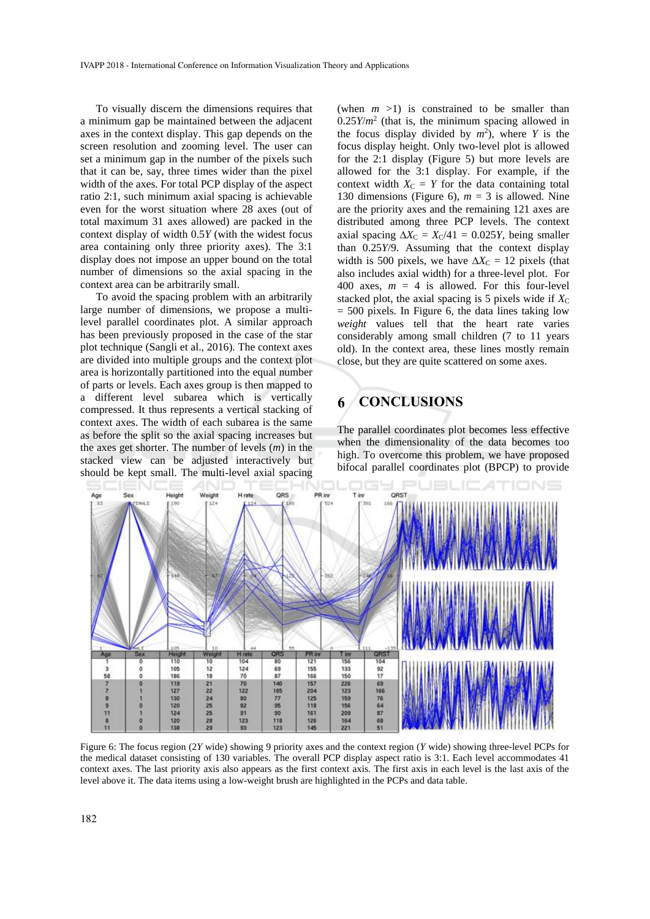To visually discern the dimensions requires that a minimum gap be maintained between the adjacent axes in the context display. This gap depends on the screen resolution and zooming level. The user can set a minimum gap in the number of the pixels such that it can be, say, three times wider than the pixel width of the axes. For total PCP display of the aspect ratio 2:1, such minimum axial spacing is achievable even for the worst situation where 28 axes (out of total maximum 31 axes allowed) are packed in the context display of width $0.5Y$ (with the widest focus area containing only three priority axes). The 3:1 display does not impose an upper bound on the total number of dimensions so the axial spacing in the context area can be arbitrarily small.

To avoid the spacing problem with an arbitrarily large number of dimensions, we propose a multi-level parallel coordinates plot. A similar approach has been previously proposed in the case of the star plot technique (Sangli et al., 2016). The context axes are divided into multiple groups and the context plot area is horizontally partitioned into the equal number of parts or levels. Each axes group is then mapped to a different level subarea which is vertically compressed. It thus represents a vertical stacking of context axes. The width of each subarea is the same as before the split so the axial spacing increases but the axes get shorter. The number of levels ($m$) in the stacked view can be adjusted interactively but should be kept small. The multi-level axial spacing (when $m > 1$) is constrained to be smaller than $0.25Y/m^2$ (that is, the minimum spacing allowed in the focus display divided by $m^2$), where $Y$ is the focus display height. Only two-level plot is allowed for the 2:1 display (Figure 5) but more levels are allowed for the 3:1 display. For example, if the context width $X_C = Y$ for the data containing total 130 dimensions (Figure 6), $m = 3$ is allowed. Nine are the priority axes and the remaining 121 axes are distributed among three PCP levels. The context axial spacing $\Delta X_C = X_C/41 = 0.025Y$, being smaller than $0.25Y/9$. Assuming that the context display width is 500 pixels, we have $\Delta X_C = 12$ pixels (that also includes axial width) for a three-level plot. For 400 axes, $m = 4$ is allowed. For this four-level stacked plot, the axial spacing is 5 pixels wide if $X_C = 500$ pixels. In Figure 6, the data lines taking low *weight* values tell that the heart rate varies considerably among small children (7 to 11 years old). In the context area, these lines mostly remain close, but they are quite scattered on some axes.

## 6 CONCLUSIONS

The parallel coordinates plot becomes less effective when the dimensionality of the data becomes too high. To overcome this problem, we have proposed bifocal parallel coordinates plot (BPCP) to provide

| Age | Sex | Height | Weight | H rate | QRS | PR inr | T inr | QRST |
|---|---|---|---|---|---|---|---|---|
| 1 | 0 | 110 | 10 | 104 | 80 | 121 | 156 | 104 |
| 3 | 0 | 105 | 12 | 124 | 69 | 155 | 133 | 92 |
| 58 | 0 | 186 | 18 | 70 | 87 | 166 | 150 | 17 |
| 7 | 0 | 119 | 21 | 70 | 140 | 157 | 226 | 69 |
| 7 | 1 | 127 | 22 | 122 | 185 | 204 | 123 | 166 |
| 8 | 1 | 130 | 24 | 80 | 77 | 125 | 159 | 76 |
| 9 | 0 | 120 | 25 | 82 | 95 | 118 | 156 | 64 |
| 11 | 1 | 124 | 25 | 91 | 90 | 161 | 209 | 87 |
| 8 | 0 | 120 | 28 | 123 | 118 | 126 | 164 | 68 |
| 11 | 0 | 138 | 29 | 93 | 123 | 145 | 221 | 51 |

Figure 6: The focus region (2$Y$ wide) showing 9 priority axes and the context region ($Y$ wide) showing three-level PCPs for the medical dataset consisting of 130 variables. The overall PCP display aspect ratio is 3:1. Each level accommodates 41 context axes. The last priority axis also appears as the first context axis. The first axis in each level is the last axis of the level above it. The data items using a low-weight brush are highlighted in the PCPs and data table.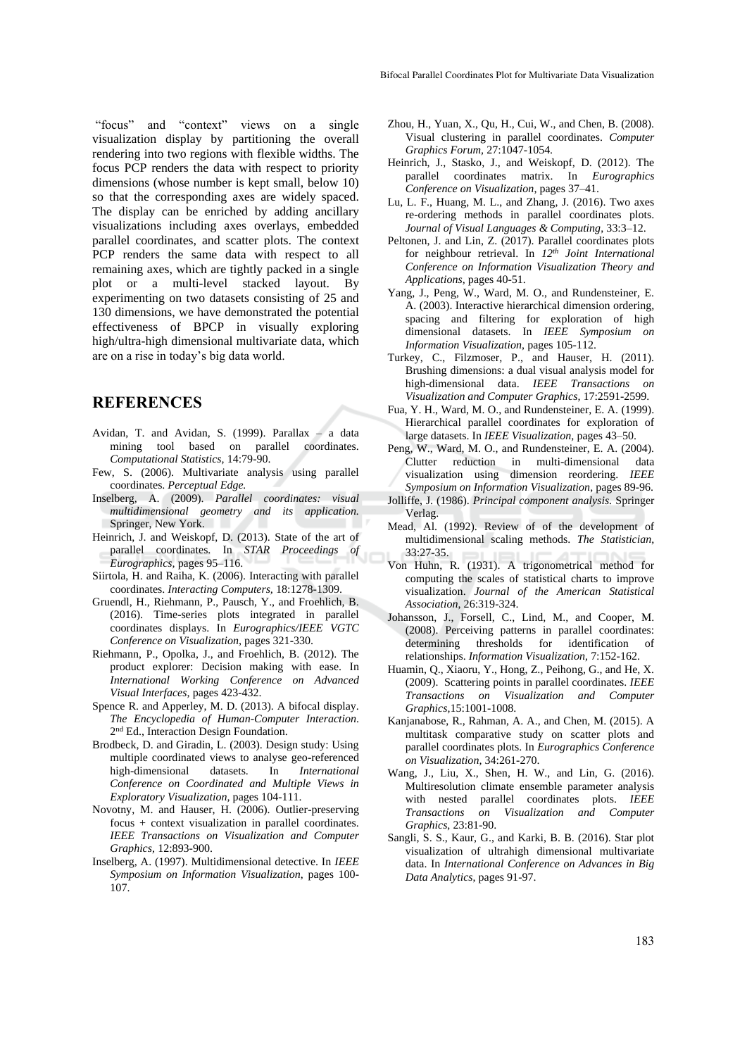"focus" and "context" views on a single visualization display by partitioning the overall rendering into two regions with flexible widths. The focus PCP renders the data with respect to priority dimensions (whose number is kept small, below 10) so that the corresponding axes are widely spaced. The display can be enriched by adding ancillary visualizations including axes overlays, embedded parallel coordinates, and scatter plots. The context PCP renders the same data with respect to all remaining axes, which are tightly packed in a single plot or a multi-level stacked layout. By experimenting on two datasets consisting of 25 and 130 dimensions, we have demonstrated the potential effectiveness of BPCP in visually exploring high/ultra-high dimensional multivariate data, which are on a rise in today's big data world.

## REFERENCES

Avidan, T. and Avidan, S. (1999). Parallax – a data mining tool based on parallel coordinates. *Computational Statistics,* 14:79-90.

Few, S. (2006). Multivariate analysis using parallel coordinates. *Perceptual Edge.*

Inselberg, A. (2009). *Parallel coordinates: visual multidimensional geometry and its application.* Springer, New York.

Heinrich, J. and Weiskopf, D. (2013). State of the art of parallel coordinates. In *STAR Proceedings of Eurographics,* pages 95–116.

Siirtola, H. and Raiha, K. (2006). Interacting with parallel coordinates. *Interacting Computers,* 18:1278-1309.

Gruendl, H., Riehmann, P., Pausch, Y., and Froehlich, B. (2016). Time-series plots integrated in parallel coordinates displays. In *Eurographics/IEEE VGTC Conference on Visualization,* pages 321-330.

Riehmann, P., Opolka, J., and Froehlich, B. (2012). The product explorer: Decision making with ease. In *International Working Conference on Advanced Visual Interfaces,* pages 423-432.

Spence R. and Apperley, M. D. (2013). A bifocal display. *The Encyclopedia of Human-Computer Interaction.* 2nd Ed., Interaction Design Foundation.

Brodbeck, D. and Giradin, L. (2003). Design study: Using multiple coordinated views to analyse geo-referenced high-dimensional datasets. In *International Conference on Coordinated and Multiple Views in Exploratory Visualization,* pages 104-111.

Novotny, M. and Hauser, H. (2006). Outlier-preserving focus + context visualization in parallel coordinates. *IEEE Transactions on Visualization and Computer Graphics,* 12:893-900.

Inselberg, A. (1997). Multidimensional detective. In *IEEE Symposium on Information Visualization,* pages 100-107.

Zhou, H., Yuan, X., Qu, H., Cui, W., and Chen, B. (2008). Visual clustering in parallel coordinates. *Computer Graphics Forum,* 27:1047-1054.

Heinrich, J., Stasko, J., and Weiskopf, D. (2012). The parallel coordinates matrix. In *Eurographics Conference on Visualization,* pages 37–41.

Lu, L. F., Huang, M. L., and Zhang, J. (2016). Two axes re-ordering methods in parallel coordinates plots. *Journal of Visual Languages & Computing,* 33:3–12.

Peltonen, J. and Lin, Z. (2017). Parallel coordinates plots for neighbour retrieval. In *12th Joint International Conference on Information Visualization Theory and Applications,* pages 40-51.

Yang, J., Peng, W., Ward, M. O., and Rundensteiner, E. A. (2003). Interactive hierarchical dimension ordering, spacing and filtering for exploration of high dimensional datasets. In *IEEE Symposium on Information Visualization,* pages 105-112.

Turkey, C., Filzmoser, P., and Hauser, H. (2011). Brushing dimensions: a dual visual analysis model for high-dimensional data. *IEEE Transactions on Visualization and Computer Graphics,* 17:2591-2599.

Fua, Y. H., Ward, M. O., and Rundensteiner, E. A. (1999). Hierarchical parallel coordinates for exploration of large datasets. In *IEEE Visualization,* pages 43–50.

Peng, W., Ward, M. O., and Rundensteiner, E. A. (2004). Clutter reduction in multi-dimensional data visualization using dimension reordering. *IEEE Symposium on Information Visualization,* pages 89-96.

Jolliffe, J. (1986). *Principal component analysis.* Springer Verlag.

Mead, Al. (1992). Review of of the development of multidimensional scaling methods. *The Statistician,* 33:27-35.

Von Huhn, R. (1931). A trigonometrical method for computing the scales of statistical charts to improve visualization. *Journal of the American Statistical Association,* 26:319-324.

Johansson, J., Forsell, C., Lind, M., and Cooper, M. (2008). Perceiving patterns in parallel coordinates: determining thresholds for identification of relationships. *Information Visualization,* 7:152-162.

Huamin, Q., Xiaoru, Y., Hong, Z., Peihong, G., and He, X. (2009). Scattering points in parallel coordinates. *IEEE Transactions on Visualization and Computer Graphics,*15:1001-1008.

Kanjanabose, R., Rahman, A. A., and Chen, M. (2015). A multitask comparative study on scatter plots and parallel coordinates plots. In *Eurographics Conference on Visualization,* 34:261-270.

Wang, J., Liu, X., Shen, H. W., and Lin, G. (2016). Multiresolution climate ensemble parameter analysis with nested parallel coordinates plots. *IEEE Transactions on Visualization and Computer Graphics,* 23:81-90.

Sangli, S. S., Kaur, G., and Karki, B. B. (2016). Star plot visualization of ultrahigh dimensional multivariate data. In *International Conference on Advances in Big Data Analytics,* pages 91-97.